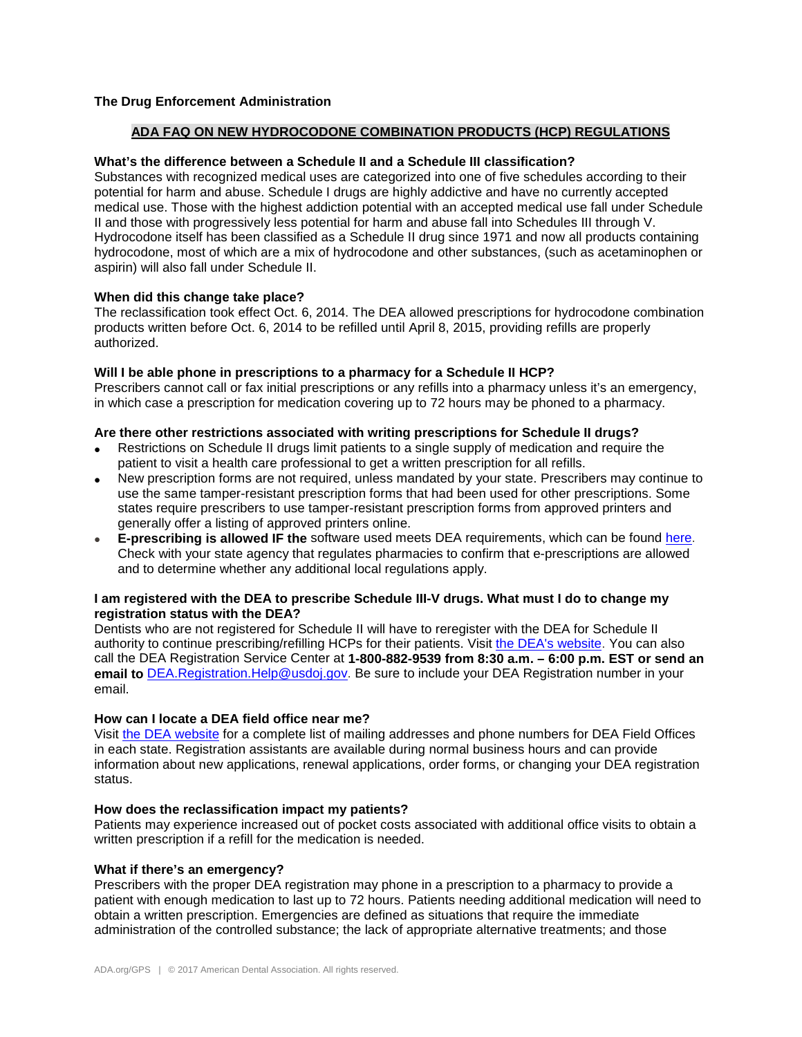**The Drug Enforcement Administration**

## ADA FAQ ON NEW HYDROCODONE COMBINATION PRODUCTS (HCP) REGULATIONS

**What's the difference between a Schedule II and a Schedule III classification?**

Substances with recognized medical uses are categorized into one of five schedules according to their potential for harm and abuse. Schedule I drugs are highly addictive and have no currently accepted medical use. Those with the highest addiction potential with an accepted medical use fall under Schedule II and those with progressively less potential for harm and abuse fall into Schedules III through V. Hydrocodone itself has been classified as a Schedule II drug since 1971 and now all products containing hydrocodone, most of which are a mix of hydrocodone and other substances, (such as acetaminophen or aspirin) will also fall under Schedule II.

**When did this change take place?**

The reclassification took effect Oct. 6, 2014. The DEA allowed prescriptions for hydrocodone combination products written before Oct. 6, 2014 to be refilled until April 8, 2015, providing refills are properly authorized.

**Will I be able phone in prescriptions to a pharmacy for a Schedule II HCP?**

Prescribers cannot call or fax initial prescriptions or any refills into a pharmacy unless it's an emergency, in which case a prescription for medication covering up to 72 hours may be phoned to a pharmacy.

**Are there other restrictions associated with writing prescriptions for Schedule II drugs?**

- Restrictions on Schedule II drugs limit patients to a single supply of medication and require the patient to visit a health care professional to get a written prescription for all refills.
- New prescription forms are not required, unless mandated by your state. Prescribers may continue to use the same tamper-resistant prescription forms that had been used for other prescriptions. Some states require prescribers to use tamper-resistant prescription forms from approved printers and generally offer a listing of approved printers online.
- **E-prescribing is allowed IF the** software used meets DEA requirements, which can be found here. Check with your state agency that regulates pharmacies to confirm that e-prescriptions are allowed and to determine whether any additional local regulations apply.

**I am registered with the DEA to prescribe Schedule III-V drugs. What must I do to change my registration status with the DEA?**

Dentists who are not registered for Schedule II will have to reregister with the DEA for Schedule II authority to continue prescribing/refilling HCPs for their patients. Visit the DEA's website. You can also call the DEA Registration Service Center at **1-800-882-9539 from 8:30 a.m. – 6:00 p.m. EST or send an email to** DEA.Registration.Help@usdoj.gov. Be sure to include your DEA Registration number in your email.

**How can I locate a DEA field office near me?**

Visit the DEA website for a complete list of mailing addresses and phone numbers for DEA Field Offices in each state. Registration assistants are available during normal business hours and can provide information about new applications, renewal applications, order forms, or changing your DEA registration status.

**How does the reclassification impact my patients?**

Patients may experience increased out of pocket costs associated with additional office visits to obtain a written prescription if a refill for the medication is needed.

**What if there's an emergency?**

Prescribers with the proper DEA registration may phone in a prescription to a pharmacy to provide a patient with enough medication to last up to 72 hours. Patients needing additional medication will need to obtain a written prescription. Emergencies are defined as situations that require the immediate administration of the controlled substance; the lack of appropriate alternative treatments; and those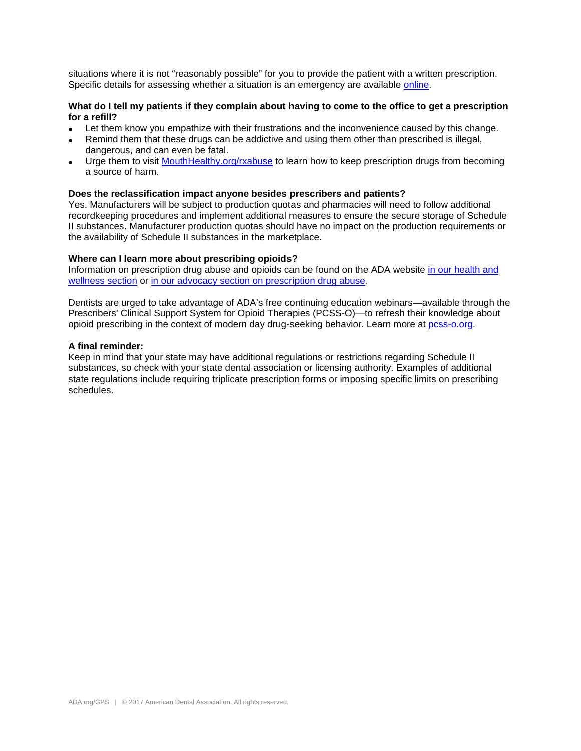situations where it is not “reasonably possible” for you to provide the patient with a written prescription. Specific details for assessing whether a situation is an emergency are available online.

**What do I tell my patients if they complain about having to come to the office to get a prescription for a refill?**

- Let them know you empathize with their frustrations and the inconvenience caused by this change.
- Remind them that these drugs can be addictive and using them other than prescribed is illegal, dangerous, and can even be fatal.
- Urge them to visit MouthHealthy.org/rxabuse to learn how to keep prescription drugs from becoming a source of harm.

**Does the reclassification impact anyone besides prescribers and patients?**

Yes. Manufacturers will be subject to production quotas and pharmacies will need to follow additional recordkeeping procedures and implement additional measures to ensure the secure storage of Schedule II substances. Manufacturer production quotas should have no impact on the production requirements or the availability of Schedule II substances in the marketplace.

**Where can I learn more about prescribing opioids?**

Information on prescription drug abuse and opioids can be found on the ADA website in our health and wellness section or in our advocacy section on prescription drug abuse.

Dentists are urged to take advantage of ADA’s free continuing education webinars—available through the Prescribers' Clinical Support System for Opioid Therapies (PCSS-O)—to refresh their knowledge about opioid prescribing in the context of modern day drug-seeking behavior. Learn more at pcss-o.org.

**A final reminder:**

Keep in mind that your state may have additional regulations or restrictions regarding Schedule II substances, so check with your state dental association or licensing authority. Examples of additional state regulations include requiring triplicate prescription forms or imposing specific limits on prescribing schedules.